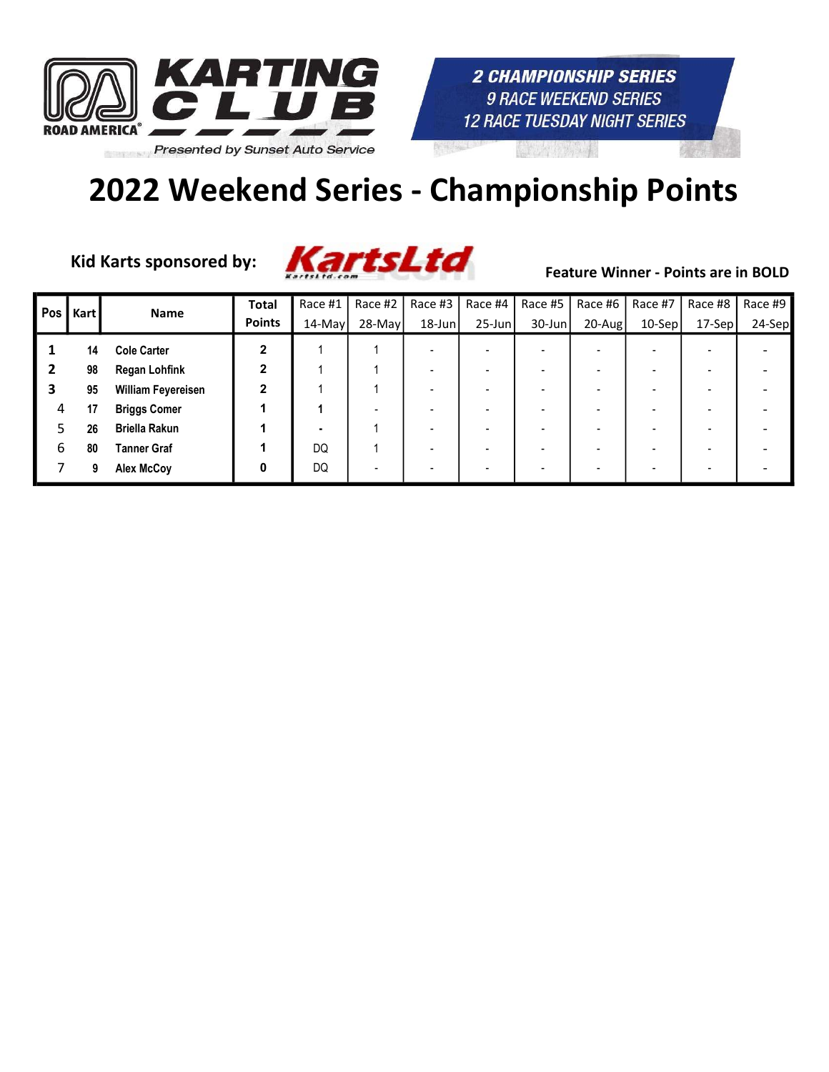KARTING CLUB

ROAD AMERICA

Presented by Sunset Auto Service

2 CHAMPIONSHIP SERIES
9 RACE WEEKEND SERIES
12 RACE TUESDAY NIGHT SERIES

# 2022 Weekend Series - Championship Points

**Kid Karts sponsored by:** KartsLtd

**Feature Winner - Points are in BOLD**

| Pos | Kart | Name | Total Points | Race #1 14-May | Race #2 28-May | Race #3 18-Jun | Race #4 25-Jun | Race #5 30-Jun | Race #6 20-Aug | Race #7 10-Sep | Race #8 17-Sep | Race #9 24-Sep |
|---|---|---|---|---|---|---|---|---|---|---|---|---|
| **1** | 14 | Cole Carter | **2** | 1 | 1 | - | - | - | - | - | - | - |
| **2** | 98 | Regan Lohfink | **2** | 1 | 1 | - | - | - | - | - | - | - |
| **3** | 95 | William Feyereisen | **2** | 1 | 1 | - | - | - | - | - | - | - |
| 4 | 17 | Briggs Comer | **1** | **1** | - | - | - | - | - | - | - | - |
| 5 | 26 | Briella Rakun | **1** | - | 1 | - | - | - | - | - | - | - |
| 6 | 80 | Tanner Graf | **1** | DQ | 1 | - | - | - | - | - | - | - |
| 7 | 9 | Alex McCoy | **0** | DQ | - | - | - | - | - | - | - | - |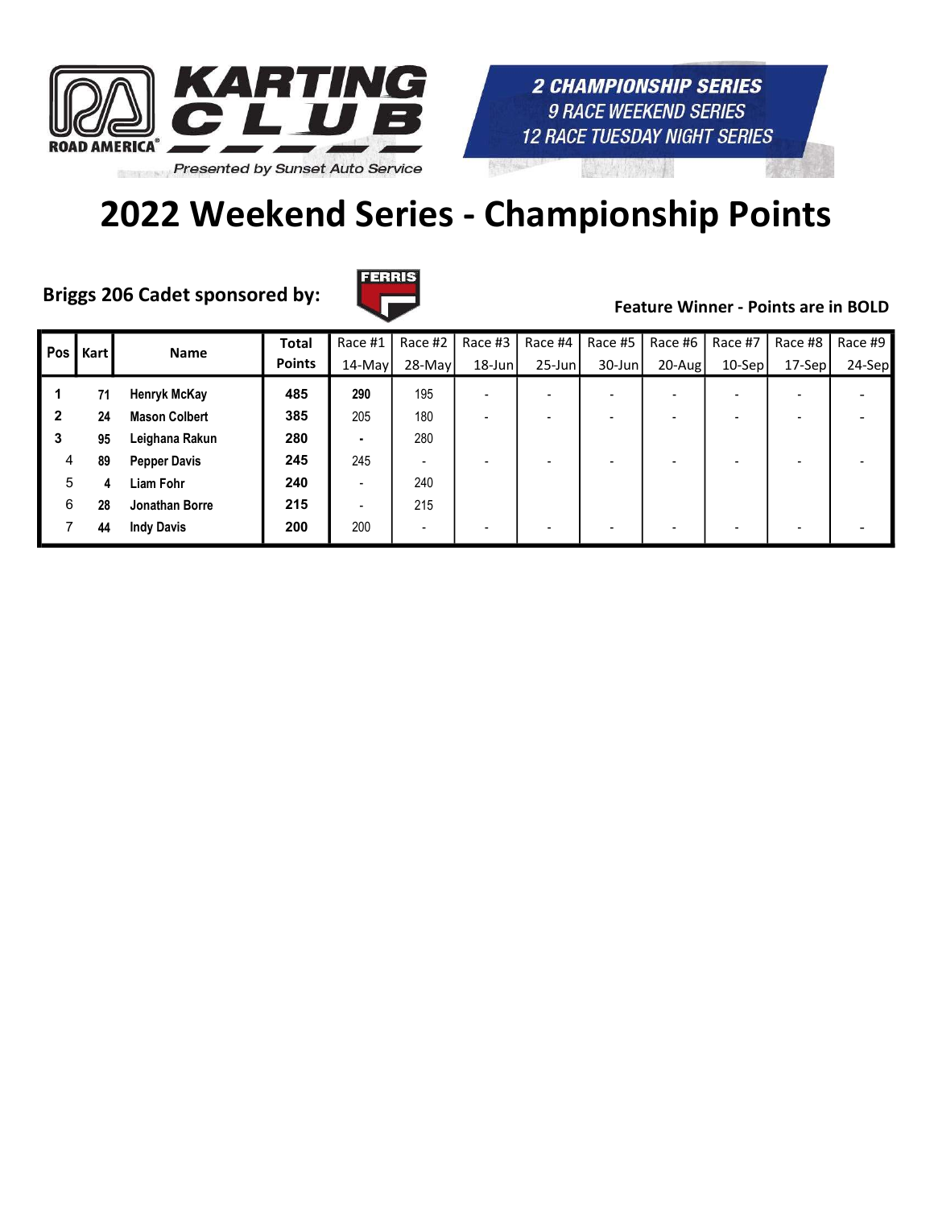ROAD AMERICA KARTING CLUB

Presented by Sunset Auto Service

**2 CHAMPIONSHIP SERIES**
*9 RACE WEEKEND SERIES*
*12 RACE TUESDAY NIGHT SERIES*

# 2022 Weekend Series - Championship Points

**Briggs 206 Cadet sponsored by:** FERRIS

**Feature Winner - Points are in BOLD**

| Pos | Kart | Name | Total Points | Race #1 14-May | Race #2 28-May | Race #3 18-Jun | Race #4 25-Jun | Race #5 30-Jun | Race #6 20-Aug | Race #7 10-Sep | Race #8 17-Sep | Race #9 24-Sep |
|---|---|---|---|---|---|---|---|---|---|---|---|---|
| 1 | 71 | Henryk McKay | 485 | **290** | 195 | - | - | - | - | - | - | - |
| 2 | 24 | Mason Colbert | 385 | 205 | 180 | - | - | - | - | - | - | - |
| 3 | 95 | Leighana Rakun | 280 | - | 280 | | | | | | | |
| 4 | 89 | Pepper Davis | 245 | 245 | - | - | - | - | - | - | - | - |
| 5 | 4 | Liam Fohr | 240 | - | 240 | | | | | | | |
| 6 | 28 | Jonathan Borre | 215 | - | 215 | | | | | | | |
| 7 | 44 | Indy Davis | 200 | 200 | - | - | - | - | - | - | - | - |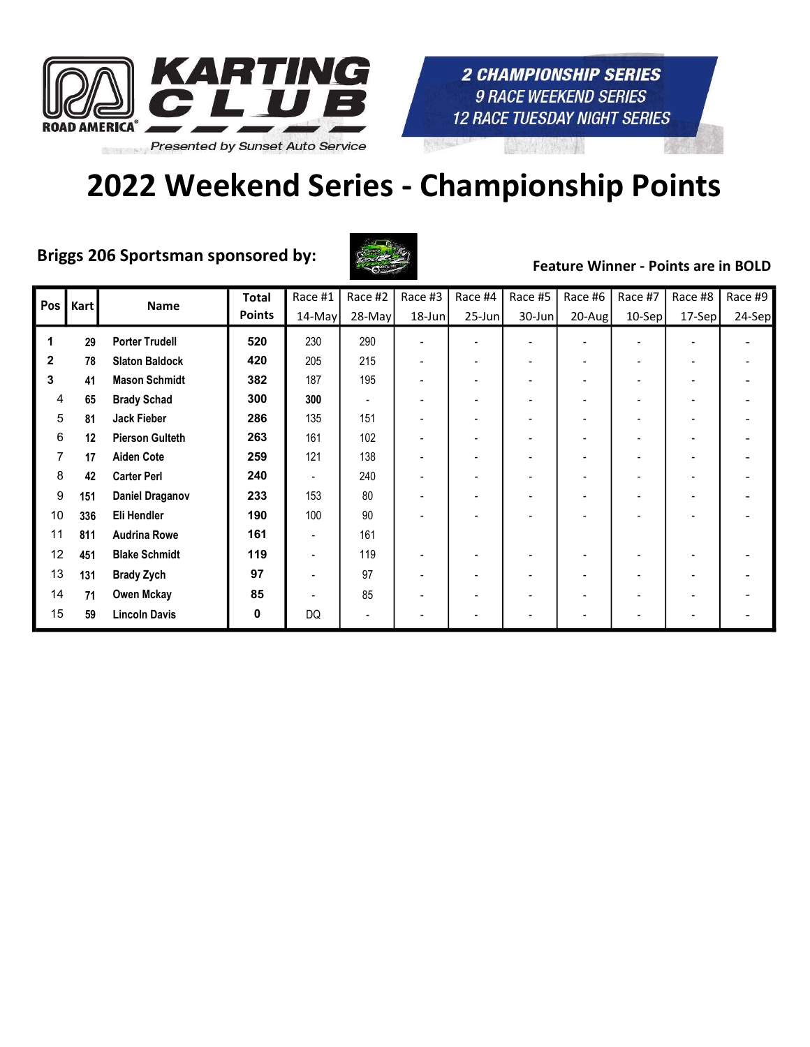KARTING CLUB
ROAD AMERICA
Presented by Sunset Auto Service

2 CHAMPIONSHIP SERIES
9 RACE WEEKEND SERIES
12 RACE TUESDAY NIGHT SERIES

# 2022 Weekend Series - Championship Points

**Briggs 206 Sportsman sponsored by:**

**Feature Winner - Points are in BOLD**

| Pos | Kart | Name | Total Points | Race #1 14-May | Race #2 28-May | Race #3 18-Jun | Race #4 25-Jun | Race #5 30-Jun | Race #6 20-Aug | Race #7 10-Sep | Race #8 17-Sep | Race #9 24-Sep |
|---|---|---|---|---|---|---|---|---|---|---|---|---|
| 1 | 29 | Porter Trudell | 520 | 230 | 290 | - | - | - | - | - | - | - |
| 2 | 78 | Slaton Baldock | 420 | 205 | 215 | - | - | - | - | - | - | - |
| 3 | 41 | Mason Schmidt | 382 | 187 | 195 | - | - | - | - | - | - | - |
| 4 | 65 | Brady Schad | 300 | **300** | - | - | - | - | - | - | - | - |
| 5 | 81 | Jack Fieber | 286 | 135 | 151 | - | - | - | - | - | - | - |
| 6 | 12 | Pierson Gulteth | 263 | 161 | 102 | - | - | - | - | - | - | - |
| 7 | 17 | Aiden Cote | 259 | 121 | 138 | - | - | - | - | - | - | - |
| 8 | 42 | Carter Perl | 240 | - | 240 | - | - | - | - | - | - | - |
| 9 | 151 | Daniel Draganov | 233 | 153 | 80 | - | - | - | - | - | - | - |
| 10 | 336 | Eli Hendler | 190 | 100 | 90 | - | - | - | - | - | - | - |
| 11 | 811 | Audrina Rowe | 161 | - | 161 | | | | | | | |
| 12 | 451 | Blake Schmidt | 119 | - | 119 | - | - | - | - | - | - | - |
| 13 | 131 | Brady Zych | 97 | - | 97 | - | - | - | - | - | - | - |
| 14 | 71 | Owen Mckay | 85 | - | 85 | - | - | - | - | - | - | - |
| 15 | 59 | Lincoln Davis | 0 | DQ | - | - | - | - | - | - | - | - |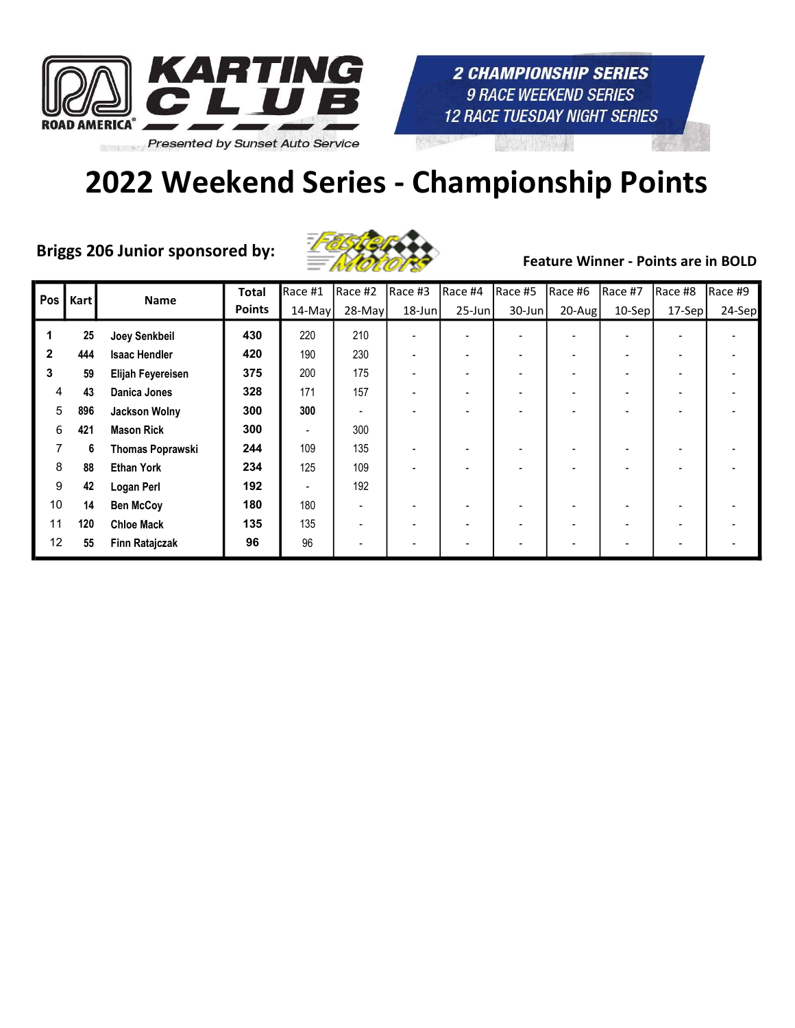ROAD AMERICA KARTING CLUB

Presented by Sunset Auto Service

*2 CHAMPIONSHIP SERIES*
*9 RACE WEEKEND SERIES*
*12 RACE TUESDAY NIGHT SERIES*

# 2022 Weekend Series - Championship Points

**Briggs 206 Junior sponsored by:** Faster Motors

**Feature Winner - Points are in BOLD**

| Pos | Kart | Name | Total Points | Race #1 14-May | Race #2 28-May | Race #3 18-Jun | Race #4 25-Jun | Race #5 30-Jun | Race #6 20-Aug | Race #7 10-Sep | Race #8 17-Sep | Race #9 24-Sep |
|---|---|---|---|---|---|---|---|---|---|---|---|---|
| **1** | **25** | **Joey Senkbeil** | **430** | 220 | 210 | - | - | - | - | - | - | - |
| **2** | **444** | **Isaac Hendler** | **420** | 190 | 230 | - | - | - | - | - | - | - |
| **3** | **59** | **Elijah Feyereisen** | **375** | 200 | 175 | - | - | - | - | - | - | - |
| 4 | **43** | **Danica Jones** | **328** | 171 | 157 | - | - | - | - | - | - | - |
| 5 | **896** | **Jackson Wolny** | **300** | **300** | - | - | - | - | - | - | - | - |
| 6 | **421** | **Mason Rick** | **300** | - | 300 | | | | | | | |
| 7 | **6** | **Thomas Poprawski** | **244** | 109 | 135 | - | - | - | - | - | - | - |
| 8 | **88** | **Ethan York** | **234** | 125 | 109 | - | - | - | - | - | - | - |
| 9 | **42** | **Logan Perl** | **192** | - | 192 | | | | | | | |
| 10 | **14** | **Ben McCoy** | **180** | 180 | - | - | - | - | - | - | - | - |
| 11 | **120** | **Chloe Mack** | **135** | 135 | - | - | - | - | - | - | - | - |
| 12 | **55** | **Finn Ratajczak** | **96** | 96 | - | - | - | - | - | - | - | - |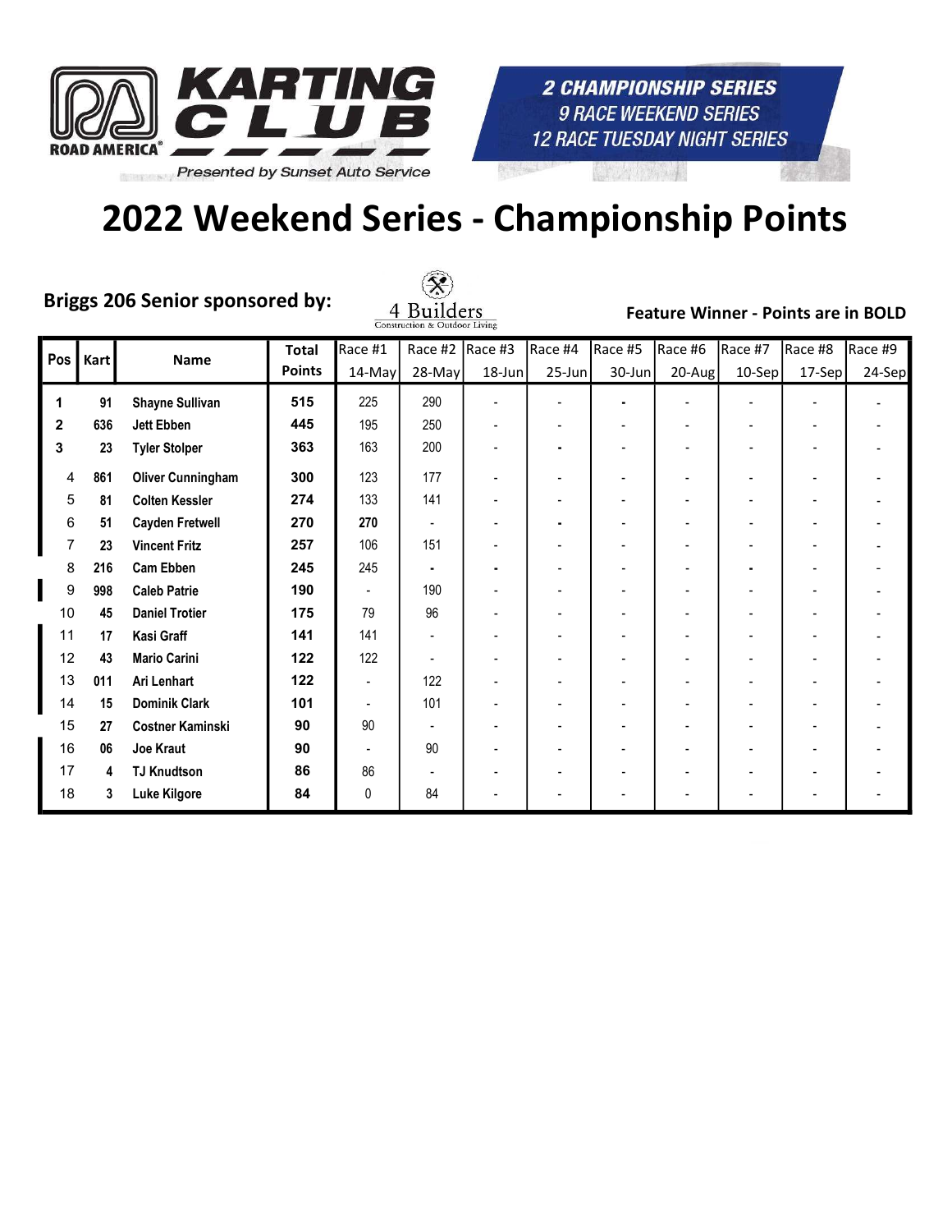KARTING CLUB
ROAD AMERICA
Presented by Sunset Auto Service

2 CHAMPIONSHIP SERIES
9 RACE WEEKEND SERIES
12 RACE TUESDAY NIGHT SERIES

# 2022 Weekend Series - Championship Points

**Briggs 206 Senior sponsored by:** 4 Builders Construction & Outdoor Living

**Feature Winner - Points are in BOLD**

| Pos | Kart | Name | Total Points | Race #1 14-May | Race #2 28-May | Race #3 18-Jun | Race #4 25-Jun | Race #5 30-Jun | Race #6 20-Aug | Race #7 10-Sep | Race #8 17-Sep | Race #9 24-Sep |
|---|---|---|---|---|---|---|---|---|---|---|---|---|
| 1 | 91 | Shayne Sullivan | 515 | 225 | 290 | - | - | - | - | - | - | - |
| 2 | 636 | Jett Ebben | 445 | 195 | 250 | - | - | - | - | - | - | - |
| 3 | 23 | Tyler Stolper | 363 | 163 | 200 | - | - | - | - | - | - | - |
| 4 | 861 | Oliver Cunningham | 300 | 123 | 177 | - | - | - | - | - | - | - |
| 5 | 81 | Colten Kessler | 274 | 133 | 141 | - | - | - | - | - | - | - |
| 6 | 51 | Cayden Fretwell | 270 | **270** | - | - | - | - | - | - | - | - |
| 7 | 23 | Vincent Fritz | 257 | 106 | 151 | - | - | - | - | - | - | - |
| 8 | 216 | Cam Ebben | 245 | 245 | - | - | - | - | - | - | - | - |
| 9 | 998 | Caleb Patrie | 190 | - | 190 | - | - | - | - | - | - | - |
| 10 | 45 | Daniel Trotier | 175 | 79 | 96 | - | - | - | - | - | - | - |
| 11 | 17 | Kasi Graff | 141 | 141 | - | - | - | - | - | - | - | - |
| 12 | 43 | Mario Carini | 122 | 122 | - | - | - | - | - | - | - | - |
| 13 | 011 | Ari Lenhart | 122 | - | 122 | - | - | - | - | - | - | - |
| 14 | 15 | Dominik Clark | 101 | - | 101 | - | - | - | - | - | - | - |
| 15 | 27 | Costner Kaminski | 90 | 90 | - | - | - | - | - | - | - | - |
| 16 | 06 | Joe Kraut | 90 | - | 90 | - | - | - | - | - | - | - |
| 17 | 4 | TJ Knudtson | 86 | 86 | - | - | - | - | - | - | - | - |
| 18 | 3 | Luke Kilgore | 84 | 0 | 84 | - | - | - | - | - | - | - |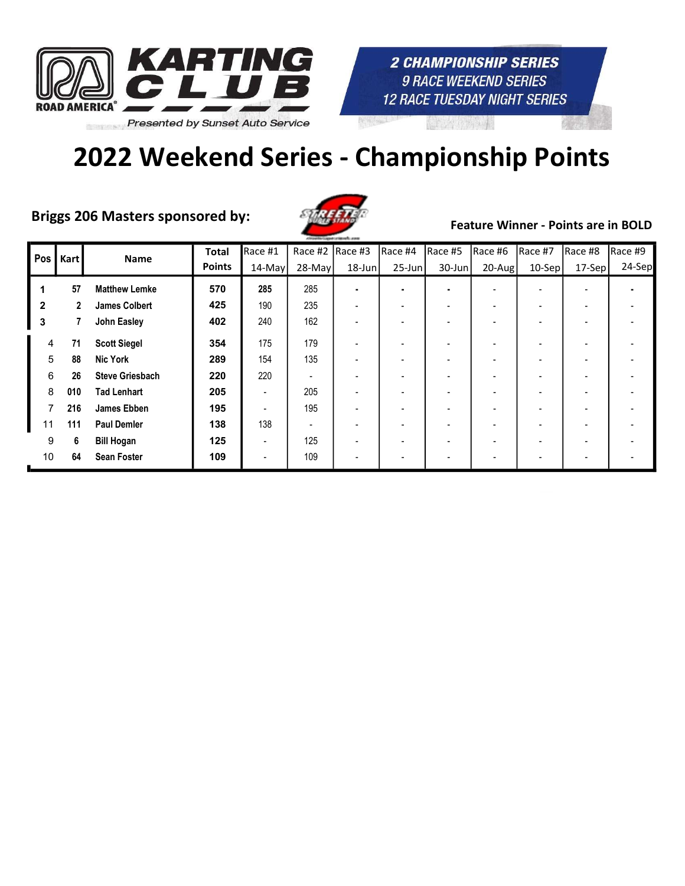KARTING CLUB

ROAD AMERICA

Presented by Sunset Auto Service

2 CHAMPIONSHIP SERIES
9 RACE WEEKEND SERIES
12 RACE TUESDAY NIGHT SERIES

# 2022 Weekend Series - Championship Points

**Briggs 206 Masters sponsored by:**

**Feature Winner - Points are in BOLD**

| Pos | Kart | Name | Total Points | Race #1 14-May | Race #2 28-May | Race #3 18-Jun | Race #4 25-Jun | Race #5 30-Jun | Race #6 20-Aug | Race #7 10-Sep | Race #8 17-Sep | Race #9 24-Sep |
|---|---|---|---|---|---|---|---|---|---|---|---|---|
| **1** | **57** | **Matthew Lemke** | **570** | **285** | 285 | - | - | - | - | - | - | - |
| **2** | **2** | **James Colbert** | **425** | 190 | 235 | - | - | - | - | - | - | - |
| **3** | **7** | **John Easley** | **402** | 240 | 162 | - | - | - | - | - | - | - |
| 4 | **71** | **Scott Siegel** | **354** | 175 | 179 | - | - | - | - | - | - | - |
| 5 | **88** | **Nic York** | **289** | 154 | 135 | - | - | - | - | - | - | - |
| 6 | **26** | **Steve Griesbach** | **220** | 220 | - | - | - | - | - | - | - | - |
| 8 | **010** | **Tad Lenhart** | **205** | - | 205 | - | - | - | - | - | - | - |
| 7 | **216** | **James Ebben** | **195** | - | 195 | - | - | - | - | - | - | - |
| 11 | **111** | **Paul Demler** | **138** | 138 | - | - | - | - | - | - | - | - |
| 9 | **6** | **Bill Hogan** | **125** | - | 125 | - | - | - | - | - | - | - |
| 10 | **64** | **Sean Foster** | **109** | - | 109 | - | - | - | - | - | - | - |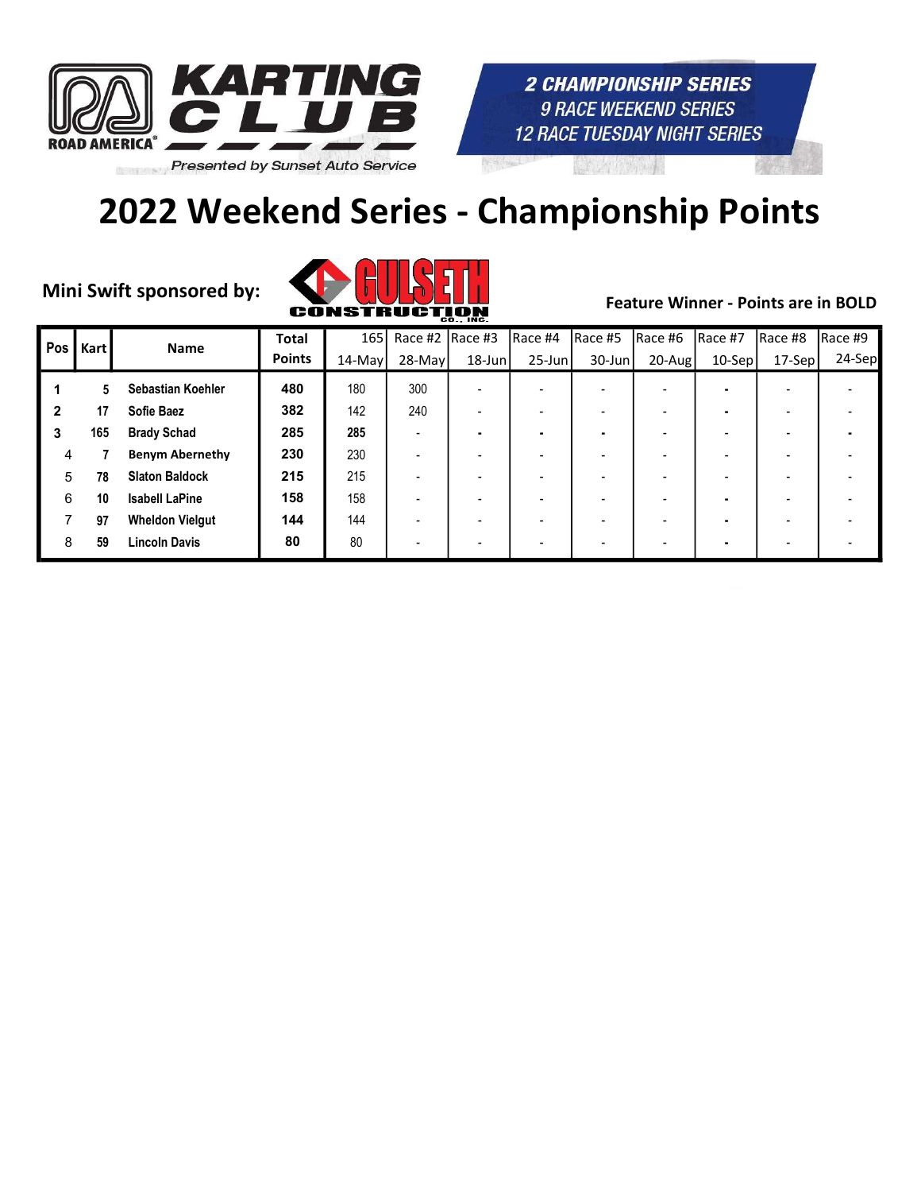KARTING CLUB

ROAD AMERICA

Presented by Sunset Auto Service

*2 CHAMPIONSHIP SERIES*
*9 RACE WEEKEND SERIES*
*12 RACE TUESDAY NIGHT SERIES*

# 2022 Weekend Series - Championship Points

**Mini Swift sponsored by:** GULSETH CONSTRUCTION CO., INC.

**Feature Winner - Points are in BOLD**

| Pos | Kart | Name | Total Points | 165 14-May | Race #2 28-May | Race #3 18-Jun | Race #4 25-Jun | Race #5 30-Jun | Race #6 20-Aug | Race #7 10-Sep | Race #8 17-Sep | Race #9 24-Sep |
|---|---|---|---|---|---|---|---|---|---|---|---|---|
| 1 | 5 | Sebastian Koehler | 480 | 180 | 300 | - | - | - | - | - | - | - |
| 2 | 17 | Sofie Baez | 382 | 142 | 240 | - | - | - | - | - | - | - |
| 3 | 165 | Brady Schad | 285 | **285** | - | - | - | - | - | - | - | - |
| 4 | 7 | Benym Abernethy | 230 | 230 | - | - | - | - | - | - | - | - |
| 5 | 78 | Slaton Baldock | 215 | 215 | - | - | - | - | - | - | - | - |
| 6 | 10 | Isabell LaPine | 158 | 158 | - | - | - | - | - | - | - | - |
| 7 | 97 | Wheldon Vielgut | 144 | 144 | - | - | - | - | - | - | - | - |
| 8 | 59 | Lincoln Davis | 80 | 80 | - | - | - | - | - | - | - | - |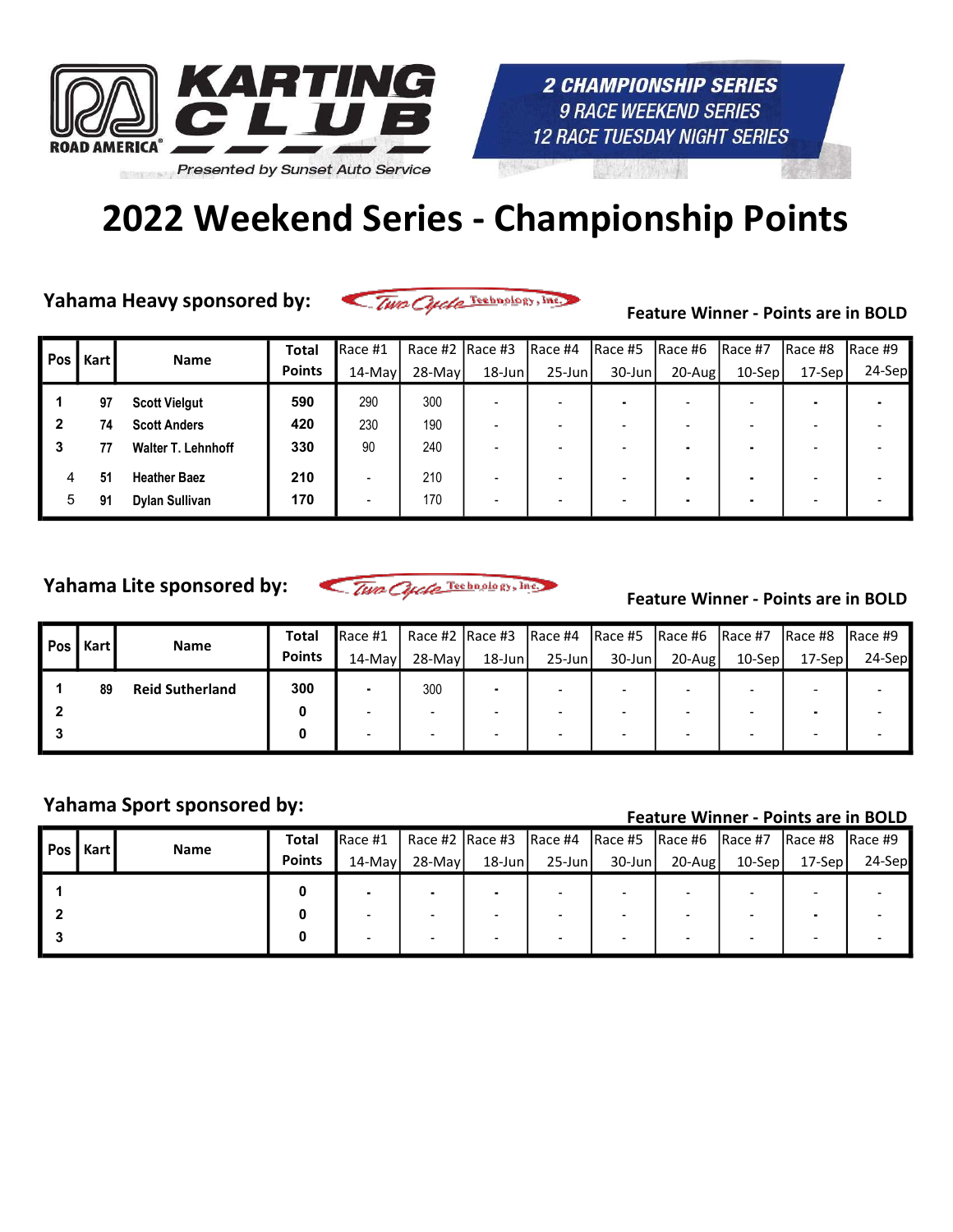KARTING CLUB

ROAD AMERICA®

Presented by Sunset Auto Service

2 CHAMPIONSHIP SERIES
9 RACE WEEKEND SERIES
12 RACE TUESDAY NIGHT SERIES

# 2022 Weekend Series - Championship Points

**Yahama Heavy sponsored by:** Two Cycle Technology, Inc.

**Feature Winner - Points are in BOLD**

| Pos | Kart | Name | Total Points | Race #1 14-May | Race #2 28-May | Race #3 18-Jun | Race #4 25-Jun | Race #5 30-Jun | Race #6 20-Aug | Race #7 10-Sep | Race #8 17-Sep | Race #9 24-Sep |
|---|---|---|---|---|---|---|---|---|---|---|---|---|
| 1 | 97 | Scott Vielgut | 590 | 290 | 300 | - | - | - | - | - | - | - |
| 2 | 74 | Scott Anders | 420 | 230 | 190 | - | - | - | - | - | - | - |
| 3 | 77 | Walter T. Lehnhoff | 330 | 90 | 240 | - | - | - | - | - | - | - |
| 4 | 51 | Heather Baez | 210 | - | 210 | - | - | - | - | - | - | - |
| 5 | 91 | Dylan Sullivan | 170 | - | 170 | - | - | - | - | - | - | - |

**Yahama Lite sponsored by:** Two Cycle Technology, Inc.

**Feature Winner - Points are in BOLD**

| Pos | Kart | Name | Total Points | Race #1 14-May | Race #2 28-May | Race #3 18-Jun | Race #4 25-Jun | Race #5 30-Jun | Race #6 20-Aug | Race #7 10-Sep | Race #8 17-Sep | Race #9 24-Sep |
|---|---|---|---|---|---|---|---|---|---|---|---|---|
| 1 | 89 | Reid Sutherland | 300 | - | 300 | - | - | - | - | - | - | - |
| 2 | | | 0 | - | - | - | - | - | - | - | - | - |
| 3 | | | 0 | - | - | - | - | - | - | - | - | - |

**Yahama Sport sponsored by:**

**Feature Winner - Points are in BOLD**

| Pos | Kart | Name | Total Points | Race #1 14-May | Race #2 28-May | Race #3 18-Jun | Race #4 25-Jun | Race #5 30-Jun | Race #6 20-Aug | Race #7 10-Sep | Race #8 17-Sep | Race #9 24-Sep |
|---|---|---|---|---|---|---|---|---|---|---|---|---|
| 1 | | | 0 | - | - | - | - | - | - | - | - | - |
| 2 | | | 0 | - | - | - | - | - | - | - | - | - |
| 3 | | | 0 | - | - | - | - | - | - | - | - | - |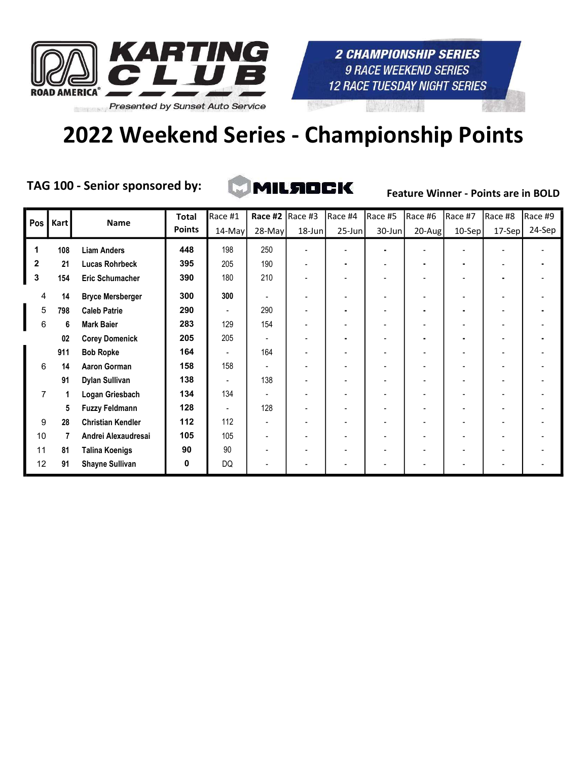KARTING CLUB

ROAD AMERICA

Presented by Sunset Auto Service

2 CHAMPIONSHIP SERIES
9 RACE WEEKEND SERIES
12 RACE TUESDAY NIGHT SERIES

# 2022 Weekend Series - Championship Points

**TAG 100 - Senior sponsored by:** MILROCK

**Feature Winner - Points are in BOLD**

| Pos | Kart | Name | Total Points | Race #1 14-May | **Race #2** 28-May | Race #3 18-Jun | Race #4 25-Jun | Race #5 30-Jun | Race #6 20-Aug | Race #7 10-Sep | Race #8 17-Sep | Race #9 24-Sep |
|---|---|---|---|---|---|---|---|---|---|---|---|---|
| 1 | 108 | Liam Anders | 448 | 198 | 250 | - | - | - | - | - | - | - |
| 2 | 21 | Lucas Rohrbeck | 395 | 205 | 190 | - | - | - | - | - | - | - |
| 3 | 154 | Eric Schumacher | 390 | 180 | 210 | - | - | - | - | - | - | - |
| 4 | 14 | Bryce Mersberger | 300 | **300** | - | - | - | - | - | - | - | - |
| 5 | 798 | Caleb Patrie | 290 | - | 290 | - | - | - | - | - | - | - |
| 6 | 6 | Mark Baier | 283 | 129 | 154 | - | - | - | - | - | - | - |
| | 02 | Corey Domenick | 205 | 205 | - | - | - | - | - | - | - | - |
| | 911 | Bob Ropke | 164 | - | 164 | - | - | - | - | - | - | - |
| 6 | 14 | Aaron Gorman | 158 | 158 | - | - | - | - | - | - | - | - |
| | 91 | Dylan Sullivan | 138 | - | 138 | - | - | - | - | - | - | - |
| 7 | 1 | Logan Griesbach | 134 | 134 | - | - | - | - | - | - | - | - |
| | 5 | Fuzzy Feldmann | 128 | - | 128 | - | - | - | - | - | - | - |
| 9 | 28 | Christian Kendler | 112 | 112 | - | - | - | - | - | - | - | - |
| 10 | 7 | Andrei Alexaudresai | 105 | 105 | - | - | - | - | - | - | - | - |
| 11 | 81 | Talina Koenigs | 90 | 90 | - | - | - | - | - | - | - | - |
| 12 | 91 | Shayne Sullivan | 0 | DQ | - | - | - | - | - | - | - | - |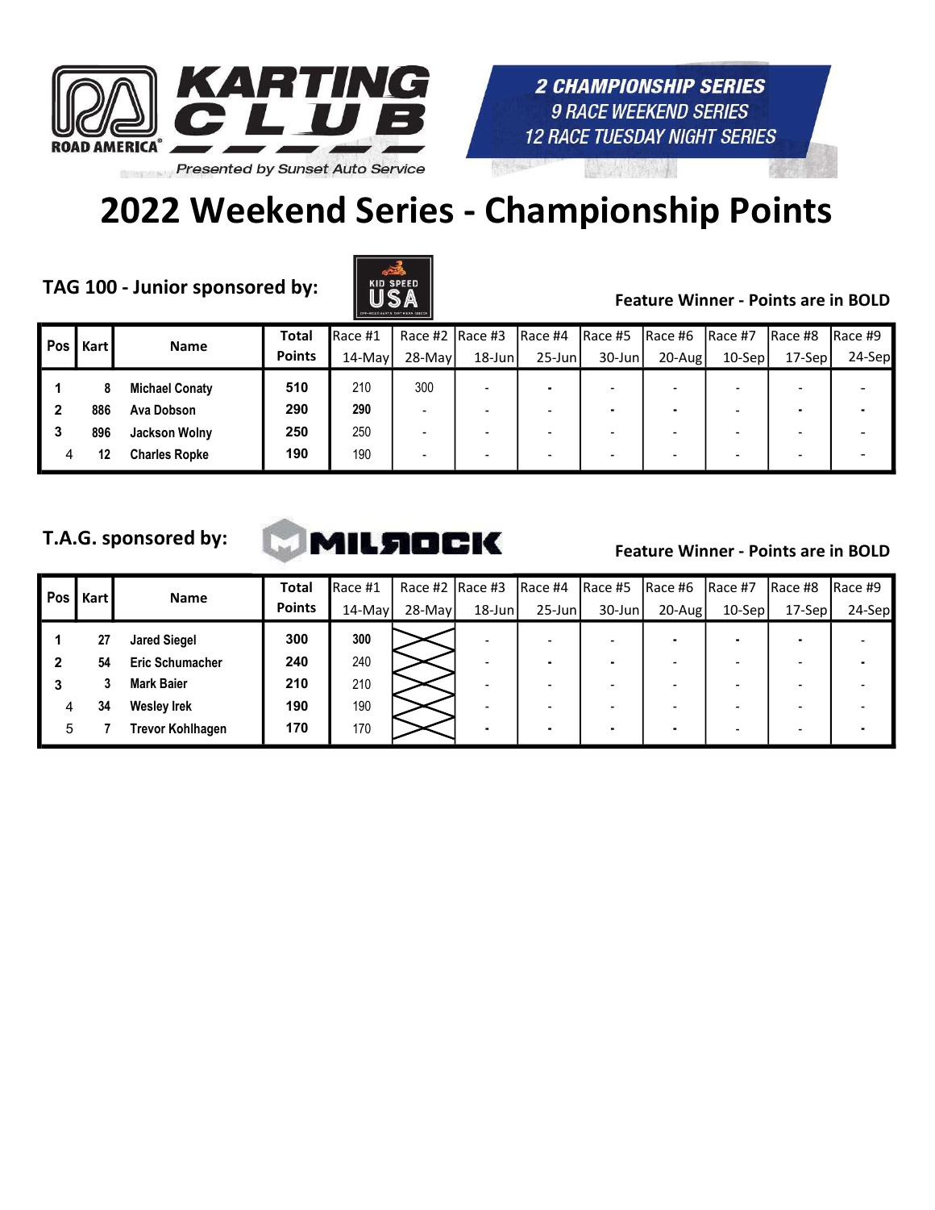KARTING CLUB

ROAD AMERICA

Presented by Sunset Auto Service

**2 CHAMPIONSHIP SERIES**
**9 RACE WEEKEND SERIES**
**12 RACE TUESDAY NIGHT SERIES**

# 2022 Weekend Series - Championship Points

## TAG 100 - Junior sponsored by:

KID SPEED USA

**Feature Winner - Points are in BOLD**

| Pos | Kart | Name | Total Points | Race #1 14-May | Race #2 28-May | Race #3 18-Jun | Race #4 25-Jun | Race #5 30-Jun | Race #6 20-Aug | Race #7 10-Sep | Race #8 17-Sep | Race #9 24-Sep |
|---|---|---|---|---|---|---|---|---|---|---|---|---|
| 1 | 8 | Michael Conaty | 510 | 210 | 300 | - | - | - | - | - | - | - |
| 2 | 886 | Ava Dobson | 290 | **290** | - | - | - | - | - | - | - | - |
| 3 | 896 | Jackson Wolny | 250 | 250 | - | - | - | - | - | - | - | - |
| 4 | 12 | Charles Ropke | 190 | 190 | - | - | - | - | - | - | - | - |

## T.A.G. sponsored by:

MILROCK

**Feature Winner - Points are in BOLD**

| Pos | Kart | Name | Total Points | Race #1 14-May | Race #2 28-May | Race #3 18-Jun | Race #4 25-Jun | Race #5 30-Jun | Race #6 20-Aug | Race #7 10-Sep | Race #8 17-Sep | Race #9 24-Sep |
|---|---|---|---|---|---|---|---|---|---|---|---|---|
| 1 | 27 | Jared Siegel | 300 | **300** | X | - | - | - | - | - | - | - |
| 2 | 54 | Eric Schumacher | 240 | 240 | X | - | - | - | - | - | - | - |
| 3 | 3 | Mark Baier | 210 | 210 | X | - | - | - | - | - | - | - |
| 4 | 34 | Wesley Irek | 190 | 190 | X | - | - | - | - | - | - | - |
| 5 | 7 | Trevor Kohlhagen | 170 | 170 | X | - | - | - | - | - | - | - |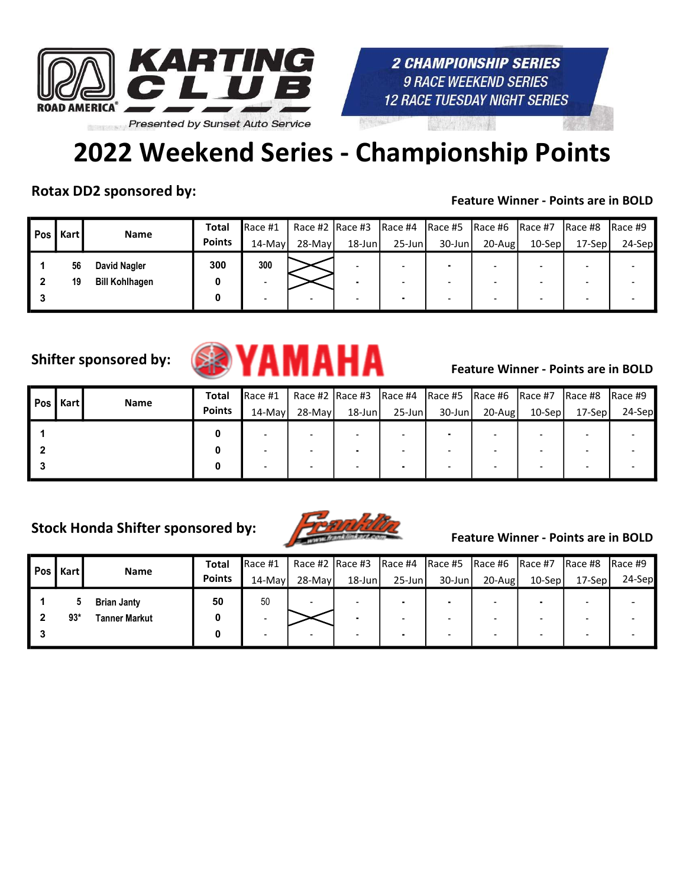KARTING CLUB

ROAD AMERICA

Presented by Sunset Auto Service

2 CHAMPIONSHIP SERIES
9 RACE WEEKEND SERIES
12 RACE TUESDAY NIGHT SERIES

# 2022 Weekend Series - Championship Points

## Rotax DD2 sponsored by:

**Feature Winner - Points are in BOLD**

| Pos | Kart | Name | Total Points | Race #1 14-May | Race #2 28-May | Race #3 18-Jun | Race #4 25-Jun | Race #5 30-Jun | Race #6 20-Aug | Race #7 10-Sep | Race #8 17-Sep | Race #9 24-Sep |
|---|---|---|---|---|---|---|---|---|---|---|---|---|
| 1 | 56 | David Nagler | 300 | 300 | X | - | - | - | - | - | - | - |
| 2 | 19 | Bill Kohlhagen | 0 | - | X | - | - | - | - | - | - | - |
| 3 | | | 0 | - | - | - | - | - | - | - | - | - |

## Shifter sponsored by: YAMAHA

**Feature Winner - Points are in BOLD**

| Pos | Kart | Name | Total Points | Race #1 14-May | Race #2 28-May | Race #3 18-Jun | Race #4 25-Jun | Race #5 30-Jun | Race #6 20-Aug | Race #7 10-Sep | Race #8 17-Sep | Race #9 24-Sep |
|---|---|---|---|---|---|---|---|---|---|---|---|---|
| 1 | | | 0 | - | - | - | - | - | - | - | - | - |
| 2 | | | 0 | - | - | - | - | - | - | - | - | - |
| 3 | | | 0 | - | - | - | - | - | - | - | - | - |

## Stock Honda Shifter sponsored by: Franklin

**Feature Winner - Points are in BOLD**

| Pos | Kart | Name | Total Points | Race #1 14-May | Race #2 28-May | Race #3 18-Jun | Race #4 25-Jun | Race #5 30-Jun | Race #6 20-Aug | Race #7 10-Sep | Race #8 17-Sep | Race #9 24-Sep |
|---|---|---|---|---|---|---|---|---|---|---|---|---|
| 1 | 5 | Brian Janty | 50 | 50 | - | - | - | - | - | - | - | - |
| 2 | 93* | Tanner Markut | 0 | - | X | - | - | - | - | - | - | - |
| 3 | | | 0 | - | - | - | - | - | - | - | - | - |